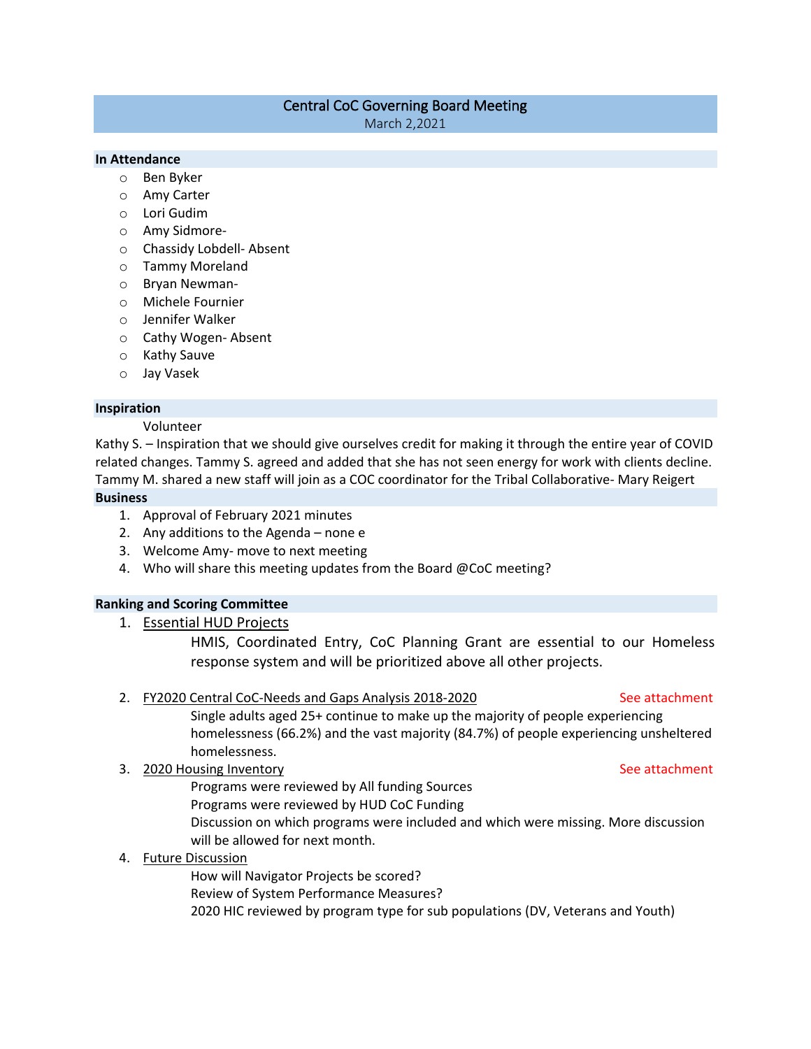# Central CoC Governing Board Meeting

March 2,2021

## In Attendance

- Ben Byker
- Amy Carter
- Lori Gudim
- Amy Sidmore-
- Chassidy Lobdell- Absent
- Tammy Moreland
- Bryan Newman-
- Michele Fournier
- Jennifer Walker
- Cathy Wogen- Absent
- Kathy Sauve
- Jay Vasek

## Inspiration

Volunteer

Kathy S. – Inspiration that we should give ourselves credit for making it through the entire year of COVID related changes. Tammy S. agreed and added that she has not seen energy for work with clients decline. Tammy M. shared a new staff will join as a COC coordinator for the Tribal Collaborative- Mary Reigert

## Business

1. Approval of February 2021 minutes
2. Any additions to the Agenda – none e
3. Welcome Amy- move to next meeting
4. Who will share this meeting updates from the Board @CoC meeting?

## Ranking and Scoring Committee

1. Essential HUD Projects

   HMIS, Coordinated Entry, CoC Planning Grant are essential to our Homeless response system and will be prioritized above all other projects.

2. FY2020 Central CoC-Needs and Gaps Analysis 2018-2020 — See attachment

   Single adults aged 25+ continue to make up the majority of people experiencing homelessness (66.2%) and the vast majority (84.7%) of people experiencing unsheltered homelessness.

3. 2020 Housing Inventory — See attachment

   Programs were reviewed by All funding Sources
   Programs were reviewed by HUD CoC Funding
   Discussion on which programs were included and which were missing. More discussion will be allowed for next month.

4. Future Discussion

   How will Navigator Projects be scored?
   Review of System Performance Measures?
   2020 HIC reviewed by program type for sub populations (DV, Veterans and Youth)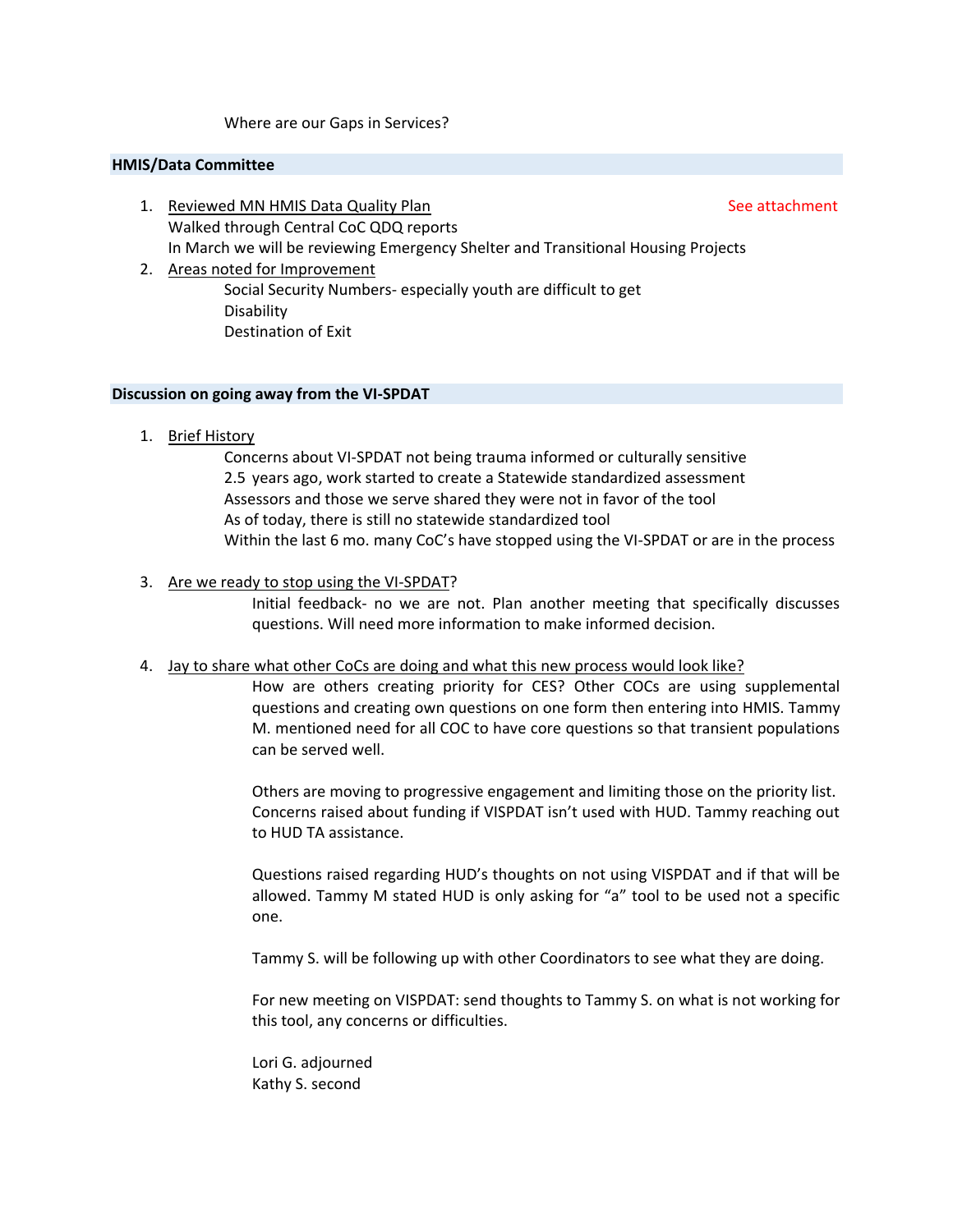Where are our Gaps in Services?

**HMIS/Data Committee**

1. <u>Reviewed MN HMIS Data Quality Plan</u> See attachment
   Walked through Central CoC QDQ reports
   In March we will be reviewing Emergency Shelter and Transitional Housing Projects
2. <u>Areas noted for Improvement</u>
   Social Security Numbers- especially youth are difficult to get
   Disability
   Destination of Exit

**Discussion on going away from the VI-SPDAT**

1. <u>Brief History</u>
   Concerns about VI-SPDAT not being trauma informed or culturally sensitive
   2.5 years ago, work started to create a Statewide standardized assessment
   Assessors and those we serve shared they were not in favor of the tool
   As of today, there is still no statewide standardized tool
   Within the last 6 mo. many CoC's have stopped using the VI-SPDAT or are in the process

3. <u>Are we ready to stop using the VI-SPDAT</u>?
   Initial feedback- no we are not. Plan another meeting that specifically discusses questions. Will need more information to make informed decision.

4. <u>Jay to share what other CoCs are doing and what this new process would look like?</u>
   How are others creating priority for CES? Other COCs are using supplemental questions and creating own questions on one form then entering into HMIS. Tammy M. mentioned need for all COC to have core questions so that transient populations can be served well.

   Others are moving to progressive engagement and limiting those on the priority list. Concerns raised about funding if VISPDAT isn't used with HUD. Tammy reaching out to HUD TA assistance.

   Questions raised regarding HUD's thoughts on not using VISPDAT and if that will be allowed. Tammy M stated HUD is only asking for "a" tool to be used not a specific one.

   Tammy S. will be following up with other Coordinators to see what they are doing.

   For new meeting on VISPDAT: send thoughts to Tammy S. on what is not working for this tool, any concerns or difficulties.

   Lori G. adjourned
   Kathy S. second